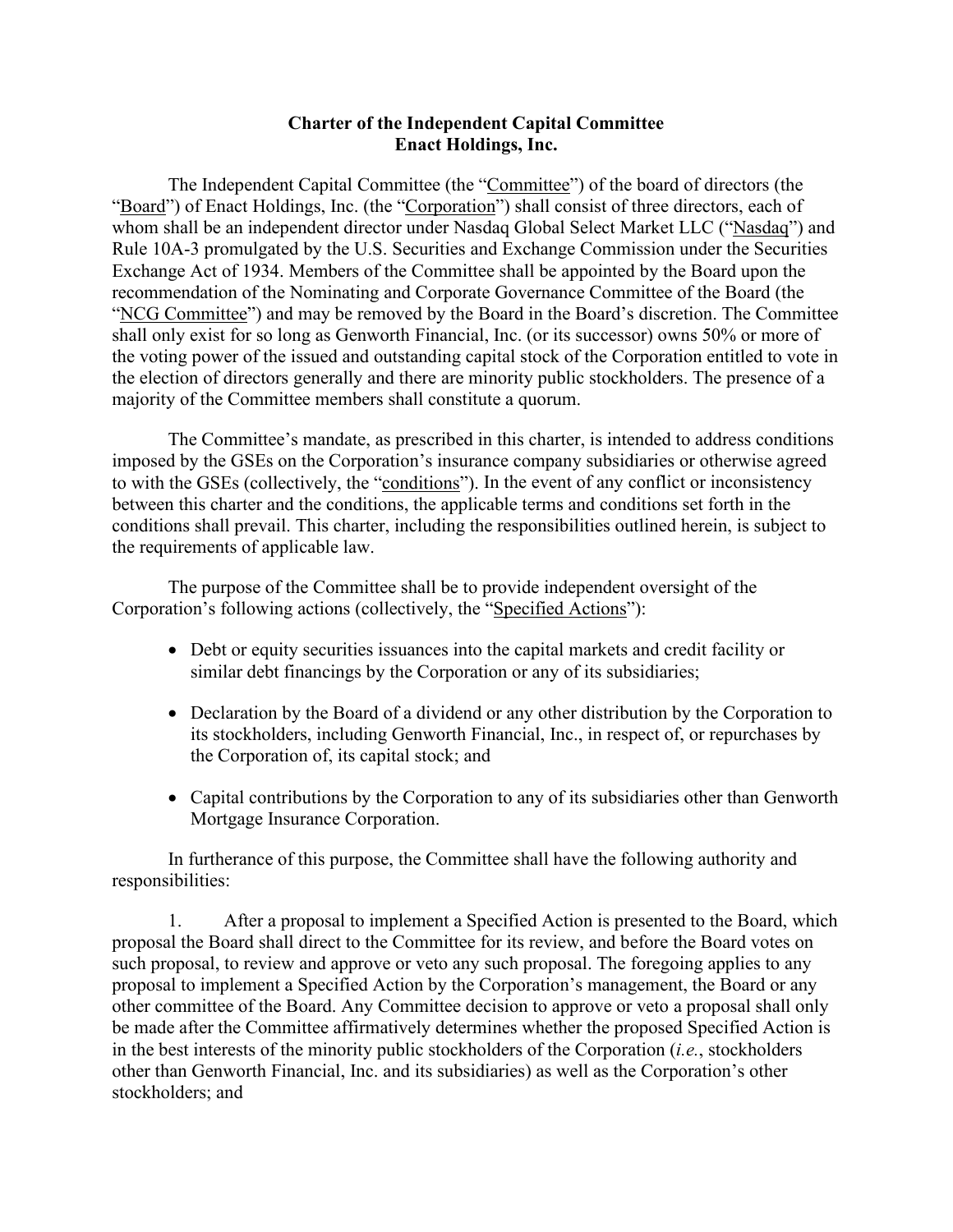# Charter of the Independent Capital Committee
## Enact Holdings, Inc.

The Independent Capital Committee (the "Committee") of the board of directors (the "Board") of Enact Holdings, Inc. (the "Corporation") shall consist of three directors, each of whom shall be an independent director under Nasdaq Global Select Market LLC ("Nasdaq") and Rule 10A-3 promulgated by the U.S. Securities and Exchange Commission under the Securities Exchange Act of 1934. Members of the Committee shall be appointed by the Board upon the recommendation of the Nominating and Corporate Governance Committee of the Board (the "NCG Committee") and may be removed by the Board in the Board's discretion. The Committee shall only exist for so long as Genworth Financial, Inc. (or its successor) owns 50% or more of the voting power of the issued and outstanding capital stock of the Corporation entitled to vote in the election of directors generally and there are minority public stockholders. The presence of a majority of the Committee members shall constitute a quorum.

The Committee's mandate, as prescribed in this charter, is intended to address conditions imposed by the GSEs on the Corporation's insurance company subsidiaries or otherwise agreed to with the GSEs (collectively, the "conditions"). In the event of any conflict or inconsistency between this charter and the conditions, the applicable terms and conditions set forth in the conditions shall prevail. This charter, including the responsibilities outlined herein, is subject to the requirements of applicable law.

The purpose of the Committee shall be to provide independent oversight of the Corporation's following actions (collectively, the "Specified Actions"):

- Debt or equity securities issuances into the capital markets and credit facility or similar debt financings by the Corporation or any of its subsidiaries;
- Declaration by the Board of a dividend or any other distribution by the Corporation to its stockholders, including Genworth Financial, Inc., in respect of, or repurchases by the Corporation of, its capital stock; and
- Capital contributions by the Corporation to any of its subsidiaries other than Genworth Mortgage Insurance Corporation.

In furtherance of this purpose, the Committee shall have the following authority and responsibilities:

1. After a proposal to implement a Specified Action is presented to the Board, which proposal the Board shall direct to the Committee for its review, and before the Board votes on such proposal, to review and approve or veto any such proposal. The foregoing applies to any proposal to implement a Specified Action by the Corporation's management, the Board or any other committee of the Board. Any Committee decision to approve or veto a proposal shall only be made after the Committee affirmatively determines whether the proposed Specified Action is in the best interests of the minority public stockholders of the Corporation (*i.e.*, stockholders other than Genworth Financial, Inc. and its subsidiaries) as well as the Corporation's other stockholders; and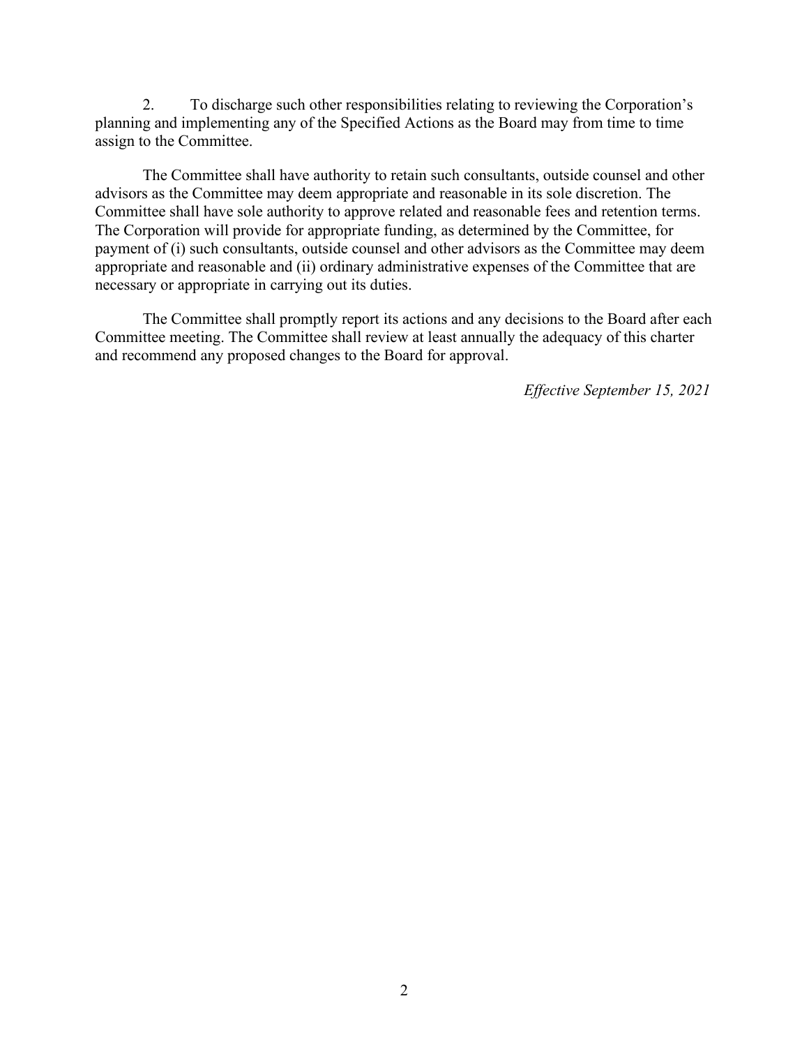2. To discharge such other responsibilities relating to reviewing the Corporation's planning and implementing any of the Specified Actions as the Board may from time to time assign to the Committee.

The Committee shall have authority to retain such consultants, outside counsel and other advisors as the Committee may deem appropriate and reasonable in its sole discretion. The Committee shall have sole authority to approve related and reasonable fees and retention terms. The Corporation will provide for appropriate funding, as determined by the Committee, for payment of (i) such consultants, outside counsel and other advisors as the Committee may deem appropriate and reasonable and (ii) ordinary administrative expenses of the Committee that are necessary or appropriate in carrying out its duties.

The Committee shall promptly report its actions and any decisions to the Board after each Committee meeting. The Committee shall review at least annually the adequacy of this charter and recommend any proposed changes to the Board for approval.

*Effective September 15, 2021*